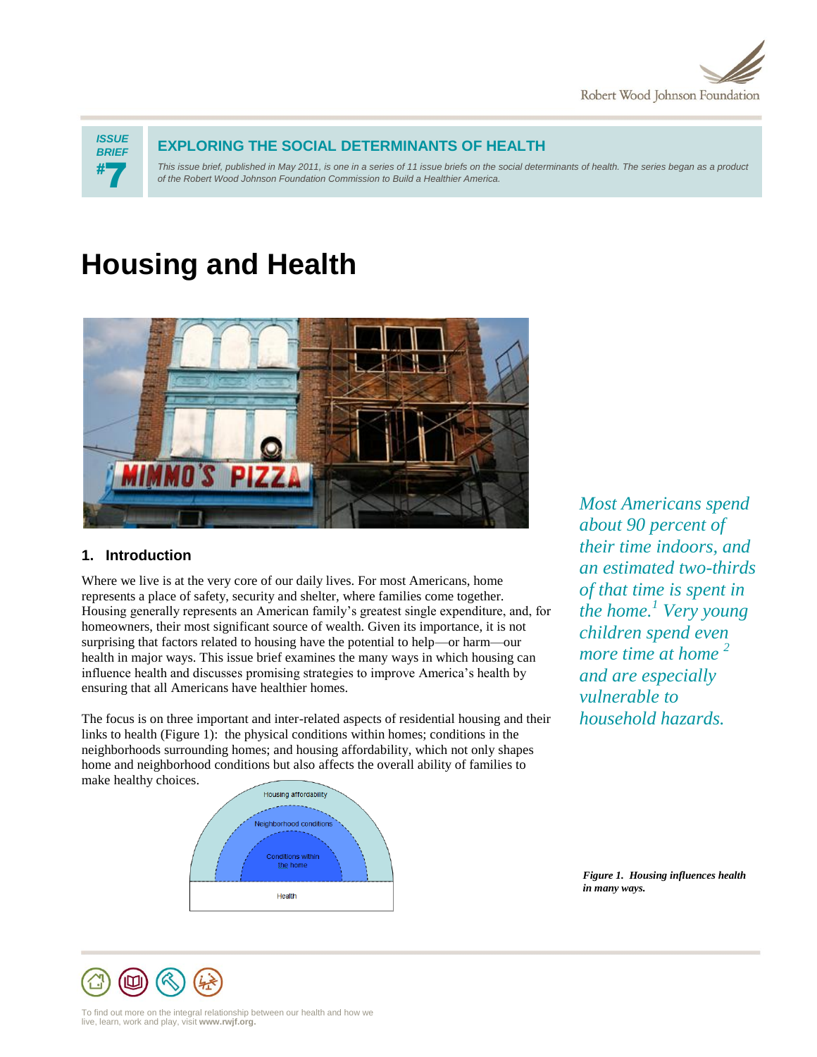ISSUE BRIEF #7

**EXPLORING THE SOCIAL DETERMINANTS OF HEALTH**

*This issue brief, published in May 2011, is one in a series of 11 issue briefs on the social determinants of health. The series began as a product of the Robert Wood Johnson Foundation Commission to Build a Healthier America.*

# Housing and Health

*Most Americans spend about 90 percent of their time indoors, and an estimated two-thirds of that time is spent in the home.[1] Very young children spend even more time at home [2] and are especially vulnerable to household hazards.*

## 1. Introduction

Where we live is at the very core of our daily lives. For most Americans, home represents a place of safety, security and shelter, where families come together. Housing generally represents an American family's greatest single expenditure, and, for homeowners, their most significant source of wealth. Given its importance, it is not surprising that factors related to housing have the potential to help—or harm—our health in major ways. This issue brief examines the many ways in which housing can influence health and discusses promising strategies to improve America's health by ensuring that all Americans have healthier homes.

The focus is on three important and inter-related aspects of residential housing and their links to health (Figure 1): the physical conditions within homes; conditions in the neighborhoods surrounding homes; and housing affordability, which not only shapes home and neighborhood conditions but also affects the overall ability of families to make healthy choices.

Housing affordability

Neighborhood conditions

Conditions within the home

Health

***Figure 1. Housing influences health in many ways.***

To find out more on the integral relationship between our health and how we live, learn, work and play, visit **www.rwjf.org.**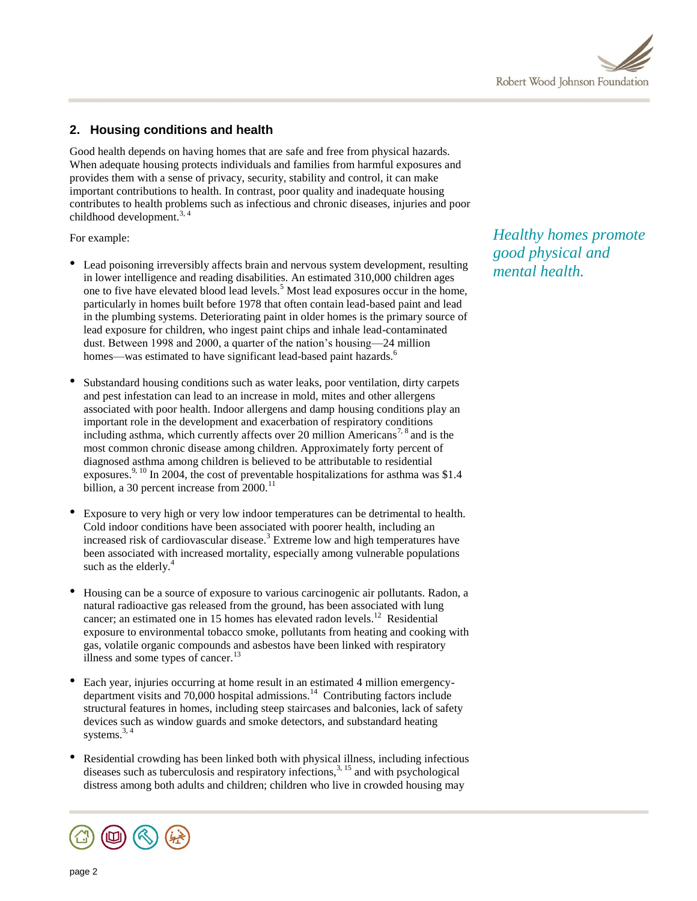## 2. Housing conditions and health

Good health depends on having homes that are safe and free from physical hazards. When adequate housing protects individuals and families from harmful exposures and provides them with a sense of privacy, security, stability and control, it can make important contributions to health. In contrast, poor quality and inadequate housing contributes to health problems such as infectious and chronic diseases, injuries and poor childhood development.[3, 4]

*Healthy homes promote good physical and mental health.*

For example:

- Lead poisoning irreversibly affects brain and nervous system development, resulting in lower intelligence and reading disabilities. An estimated 310,000 children ages one to five have elevated blood lead levels.[5] Most lead exposures occur in the home, particularly in homes built before 1978 that often contain lead-based paint and lead in the plumbing systems. Deteriorating paint in older homes is the primary source of lead exposure for children, who ingest paint chips and inhale lead-contaminated dust. Between 1998 and 2000, a quarter of the nation's housing—24 million homes—was estimated to have significant lead-based paint hazards.[6]

- Substandard housing conditions such as water leaks, poor ventilation, dirty carpets and pest infestation can lead to an increase in mold, mites and other allergens associated with poor health. Indoor allergens and damp housing conditions play an important role in the development and exacerbation of respiratory conditions including asthma, which currently affects over 20 million Americans[7, 8] and is the most common chronic disease among children. Approximately forty percent of diagnosed asthma among children is believed to be attributable to residential exposures.[9, 10] In 2004, the cost of preventable hospitalizations for asthma was $1.4 billion, a 30 percent increase from 2000.[11]

- Exposure to very high or very low indoor temperatures can be detrimental to health. Cold indoor conditions have been associated with poorer health, including an increased risk of cardiovascular disease.[3] Extreme low and high temperatures have been associated with increased mortality, especially among vulnerable populations such as the elderly.[4]

- Housing can be a source of exposure to various carcinogenic air pollutants. Radon, a natural radioactive gas released from the ground, has been associated with lung cancer; an estimated one in 15 homes has elevated radon levels.[12] Residential exposure to environmental tobacco smoke, pollutants from heating and cooking with gas, volatile organic compounds and asbestos have been linked with respiratory illness and some types of cancer.[13]

- Each year, injuries occurring at home result in an estimated 4 million emergency-department visits and 70,000 hospital admissions.[14] Contributing factors include structural features in homes, including steep staircases and balconies, lack of safety devices such as window guards and smoke detectors, and substandard heating systems.[3, 4]

- Residential crowding has been linked both with physical illness, including infectious diseases such as tuberculosis and respiratory infections,[3, 15] and with psychological distress among both adults and children; children who live in crowded housing may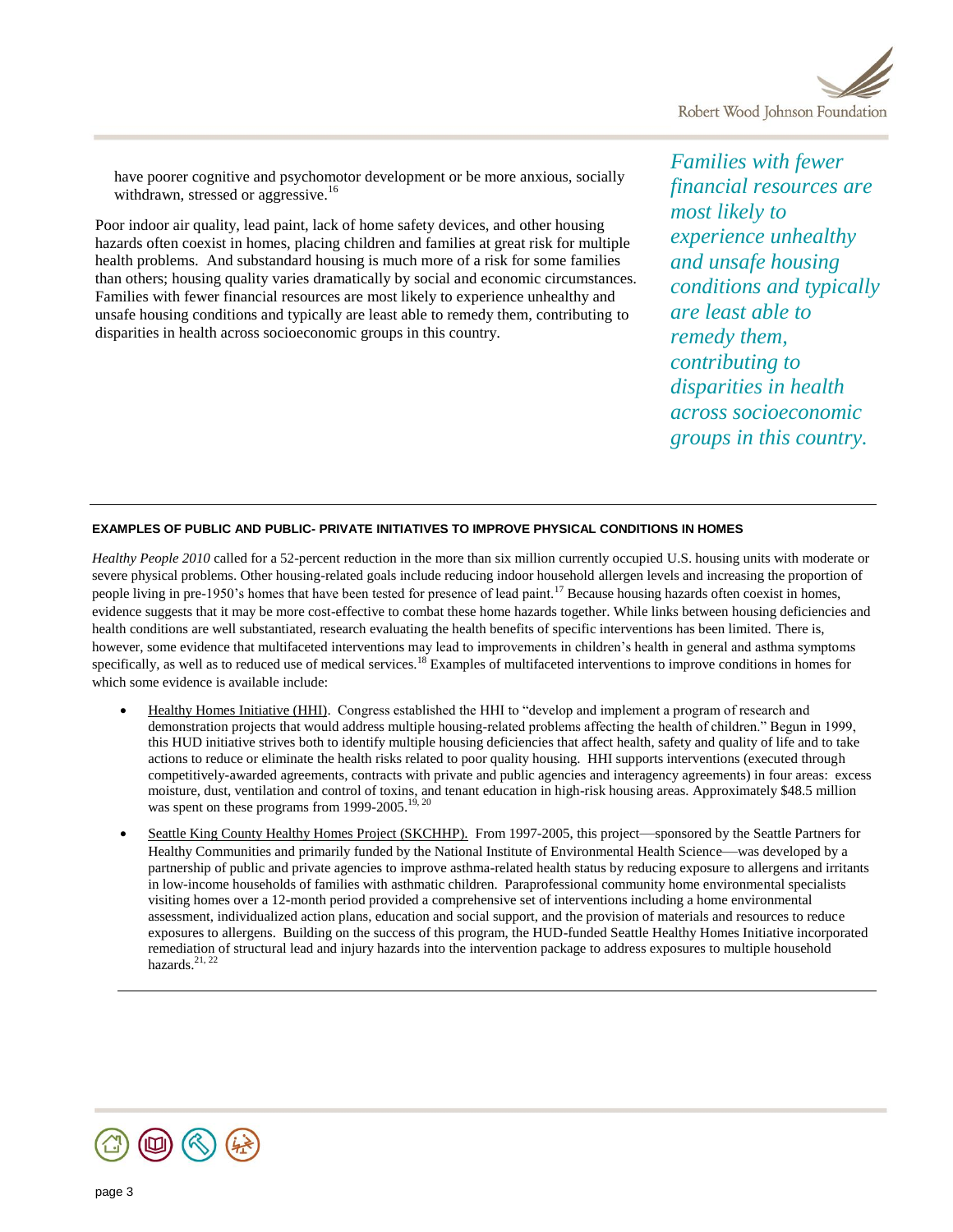have poorer cognitive and psychomotor development or be more anxious, socially withdrawn, stressed or aggressive.[16]

Poor indoor air quality, lead paint, lack of home safety devices, and other housing hazards often coexist in homes, placing children and families at great risk for multiple health problems. And substandard housing is much more of a risk for some families than others; housing quality varies dramatically by social and economic circumstances. Families with fewer financial resources are most likely to experience unhealthy and unsafe housing conditions and typically are least able to remedy them, contributing to disparities in health across socioeconomic groups in this country.

*Families with fewer financial resources are most likely to experience unhealthy and unsafe housing conditions and typically are least able to remedy them, contributing to disparities in health across socioeconomic groups in this country.*

---

**EXAMPLES OF PUBLIC AND PUBLIC- PRIVATE INITIATIVES TO IMPROVE PHYSICAL CONDITIONS IN HOMES**

*Healthy People 2010* called for a 52-percent reduction in the more than six million currently occupied U.S. housing units with moderate or severe physical problems. Other housing-related goals include reducing indoor household allergen levels and increasing the proportion of people living in pre-1950's homes that have been tested for presence of lead paint.[17] Because housing hazards often coexist in homes, evidence suggests that it may be more cost-effective to combat these home hazards together. While links between housing deficiencies and health conditions are well substantiated, research evaluating the health benefits of specific interventions has been limited. There is, however, some evidence that multifaceted interventions may lead to improvements in children's health in general and asthma symptoms specifically, as well as to reduced use of medical services.[18] Examples of multifaceted interventions to improve conditions in homes for which some evidence is available include:

- Healthy Homes Initiative (HHI). Congress established the HHI to "develop and implement a program of research and demonstration projects that would address multiple housing-related problems affecting the health of children." Begun in 1999, this HUD initiative strives both to identify multiple housing deficiencies that affect health, safety and quality of life and to take actions to reduce or eliminate the health risks related to poor quality housing. HHI supports interventions (executed through competitively-awarded agreements, contracts with private and public agencies and interagency agreements) in four areas: excess moisture, dust, ventilation and control of toxins, and tenant education in high-risk housing areas. Approximately $48.5 million was spent on these programs from 1999-2005.[19, 20]
- Seattle King County Healthy Homes Project (SKCHHP). From 1997-2005, this project—sponsored by the Seattle Partners for Healthy Communities and primarily funded by the National Institute of Environmental Health Science—was developed by a partnership of public and private agencies to improve asthma-related health status by reducing exposure to allergens and irritants in low-income households of families with asthmatic children. Paraprofessional community home environmental specialists visiting homes over a 12-month period provided a comprehensive set of interventions including a home environmental assessment, individualized action plans, education and social support, and the provision of materials and resources to reduce exposures to allergens. Building on the success of this program, the HUD-funded Seattle Healthy Homes Initiative incorporated remediation of structural lead and injury hazards into the intervention package to address exposures to multiple household hazards.[21, 22]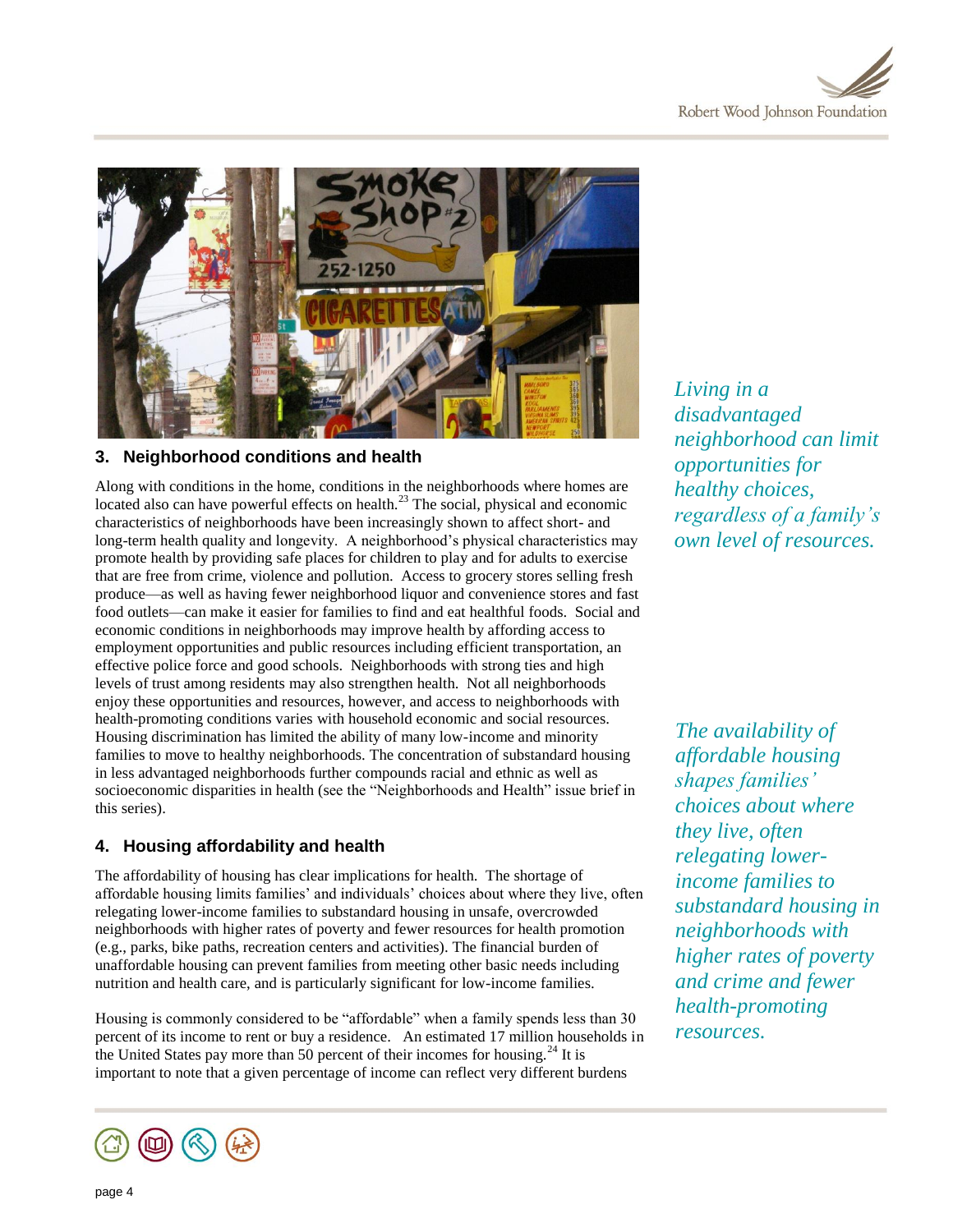## 3. Neighborhood conditions and health

Along with conditions in the home, conditions in the neighborhoods where homes are located also can have powerful effects on health.[23] The social, physical and economic characteristics of neighborhoods have been increasingly shown to affect short- and long-term health quality and longevity. A neighborhood's physical characteristics may promote health by providing safe places for children to play and for adults to exercise that are free from crime, violence and pollution. Access to grocery stores selling fresh produce—as well as having fewer neighborhood liquor and convenience stores and fast food outlets—can make it easier for families to find and eat healthful foods. Social and economic conditions in neighborhoods may improve health by affording access to employment opportunities and public resources including efficient transportation, an effective police force and good schools. Neighborhoods with strong ties and high levels of trust among residents may also strengthen health. Not all neighborhoods enjoy these opportunities and resources, however, and access to neighborhoods with health-promoting conditions varies with household economic and social resources. Housing discrimination has limited the ability of many low-income and minority families to move to healthy neighborhoods. The concentration of substandard housing in less advantaged neighborhoods further compounds racial and ethnic as well as socioeconomic disparities in health (see the "Neighborhoods and Health" issue brief in this series).

*Living in a disadvantaged neighborhood can limit opportunities for healthy choices, regardless of a family's own level of resources.*

## 4. Housing affordability and health

The affordability of housing has clear implications for health. The shortage of affordable housing limits families' and individuals' choices about where they live, often relegating lower-income families to substandard housing in unsafe, overcrowded neighborhoods with higher rates of poverty and fewer resources for health promotion (e.g., parks, bike paths, recreation centers and activities). The financial burden of unaffordable housing can prevent families from meeting other basic needs including nutrition and health care, and is particularly significant for low-income families.

*The availability of affordable housing shapes families' choices about where they live, often relegating lower-income families to substandard housing in neighborhoods with higher rates of poverty and crime and fewer health-promoting resources.*

Housing is commonly considered to be "affordable" when a family spends less than 30 percent of its income to rent or buy a residence. An estimated 17 million households in the United States pay more than 50 percent of their incomes for housing.[24] It is important to note that a given percentage of income can reflect very different burdens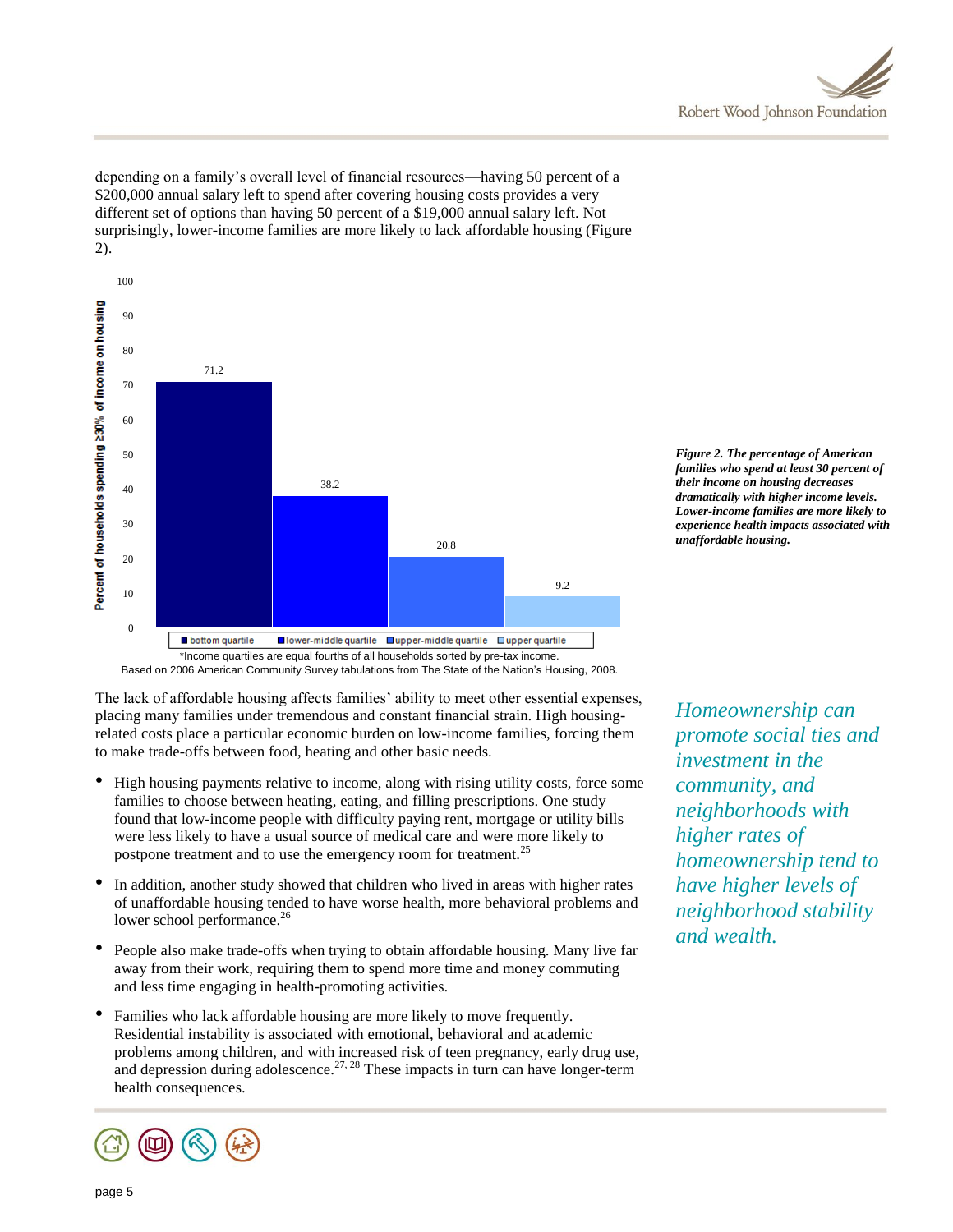depending on a family's overall level of financial resources—having 50 percent of a $200,000 annual salary left to spend after covering housing costs provides a very different set of options than having 50 percent of a $19,000 annual salary left. Not surprisingly, lower-income families are more likely to lack affordable housing (Figure 2).

| Income quartile | Percent of households spending ≥30% of income on housing |
|---|---|
| bottom quartile | 71.2 |
| lower-middle quartile | 38.2 |
| upper-middle quartile | 20.8 |
| upper quartile | 9.2 |

*Income quartiles are equal fourths of all households sorted by pre-tax income.
Based on 2006 American Community Survey tabulations from The State of the Nation's Housing, 2008.

***Figure 2. The percentage of American families who spend at least 30 percent of their income on housing decreases dramatically with higher income levels. Lower-income families are more likely to experience health impacts associated with unaffordable housing.***

The lack of affordable housing affects families' ability to meet other essential expenses, placing many families under tremendous and constant financial strain. High housing-related costs place a particular economic burden on low-income families, forcing them to make trade-offs between food, heating and other basic needs.

- High housing payments relative to income, along with rising utility costs, force some families to choose between heating, eating, and filling prescriptions. One study found that low-income people with difficulty paying rent, mortgage or utility bills were less likely to have a usual source of medical care and were more likely to postpone treatment and to use the emergency room for treatment.[25]
- In addition, another study showed that children who lived in areas with higher rates of unaffordable housing tended to have worse health, more behavioral problems and lower school performance.[26]
- People also make trade-offs when trying to obtain affordable housing. Many live far away from their work, requiring them to spend more time and money commuting and less time engaging in health-promoting activities.
- Families who lack affordable housing are more likely to move frequently. Residential instability is associated with emotional, behavioral and academic problems among children, and with increased risk of teen pregnancy, early drug use, and depression during adolescence.[27, 28] These impacts in turn can have longer-term health consequences.

*Homeownership can promote social ties and investment in the community, and neighborhoods with higher rates of homeownership tend to have higher levels of neighborhood stability and wealth.*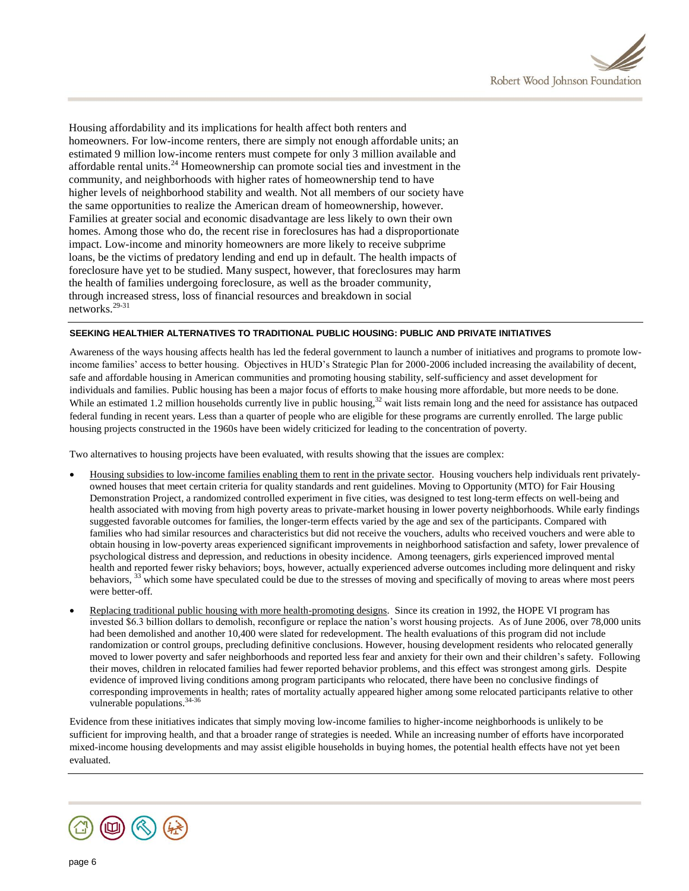Housing affordability and its implications for health affect both renters and homeowners. For low-income renters, there are simply not enough affordable units; an estimated 9 million low-income renters must compete for only 3 million available and affordable rental units.[24] Homeownership can promote social ties and investment in the community, and neighborhoods with higher rates of homeownership tend to have higher levels of neighborhood stability and wealth. Not all members of our society have the same opportunities to realize the American dream of homeownership, however. Families at greater social and economic disadvantage are less likely to own their own homes. Among those who do, the recent rise in foreclosures has had a disproportionate impact. Low-income and minority homeowners are more likely to receive subprime loans, be the victims of predatory lending and end up in default. The health impacts of foreclosure have yet to be studied. Many suspect, however, that foreclosures may harm the health of families undergoing foreclosure, as well as the broader community, through increased stress, loss of financial resources and breakdown in social networks.[29-31]

**SEEKING HEALTHIER ALTERNATIVES TO TRADITIONAL PUBLIC HOUSING: PUBLIC AND PRIVATE INITIATIVES**

Awareness of the ways housing affects health has led the federal government to launch a number of initiatives and programs to promote low-income families' access to better housing. Objectives in HUD's Strategic Plan for 2000-2006 included increasing the availability of decent, safe and affordable housing in American communities and promoting housing stability, self-sufficiency and asset development for individuals and families. Public housing has been a major focus of efforts to make housing more affordable, but more needs to be done. While an estimated 1.2 million households currently live in public housing,[32] wait lists remain long and the need for assistance has outpaced federal funding in recent years. Less than a quarter of people who are eligible for these programs are currently enrolled. The large public housing projects constructed in the 1960s have been widely criticized for leading to the concentration of poverty.

Two alternatives to housing projects have been evaluated, with results showing that the issues are complex:

- Housing subsidies to low-income families enabling them to rent in the private sector. Housing vouchers help individuals rent privately-owned houses that meet certain criteria for quality standards and rent guidelines. Moving to Opportunity (MTO) for Fair Housing Demonstration Project, a randomized controlled experiment in five cities, was designed to test long-term effects on well-being and health associated with moving from high poverty areas to private-market housing in lower poverty neighborhoods. While early findings suggested favorable outcomes for families, the longer-term effects varied by the age and sex of the participants. Compared with families who had similar resources and characteristics but did not receive the vouchers, adults who received vouchers and were able to obtain housing in low-poverty areas experienced significant improvements in neighborhood satisfaction and safety, lower prevalence of psychological distress and depression, and reductions in obesity incidence. Among teenagers, girls experienced improved mental health and reported fewer risky behaviors; boys, however, actually experienced adverse outcomes including more delinquent and risky behaviors, [33] which some have speculated could be due to the stresses of moving and specifically of moving to areas where most peers were better-off.
- Replacing traditional public housing with more health-promoting designs. Since its creation in 1992, the HOPE VI program has invested $6.3 billion dollars to demolish, reconfigure or replace the nation's worst housing projects. As of June 2006, over 78,000 units had been demolished and another 10,400 were slated for redevelopment. The health evaluations of this program did not include randomization or control groups, precluding definitive conclusions. However, housing development residents who relocated generally moved to lower poverty and safer neighborhoods and reported less fear and anxiety for their own and their children's safety. Following their moves, children in relocated families had fewer reported behavior problems, and this effect was strongest among girls. Despite evidence of improved living conditions among program participants who relocated, there have been no conclusive findings of corresponding improvements in health; rates of mortality actually appeared higher among some relocated participants relative to other vulnerable populations.[34-36]

Evidence from these initiatives indicates that simply moving low-income families to higher-income neighborhoods is unlikely to be sufficient for improving health, and that a broader range of strategies is needed. While an increasing number of efforts have incorporated mixed-income housing developments and may assist eligible households in buying homes, the potential health effects have not yet been evaluated.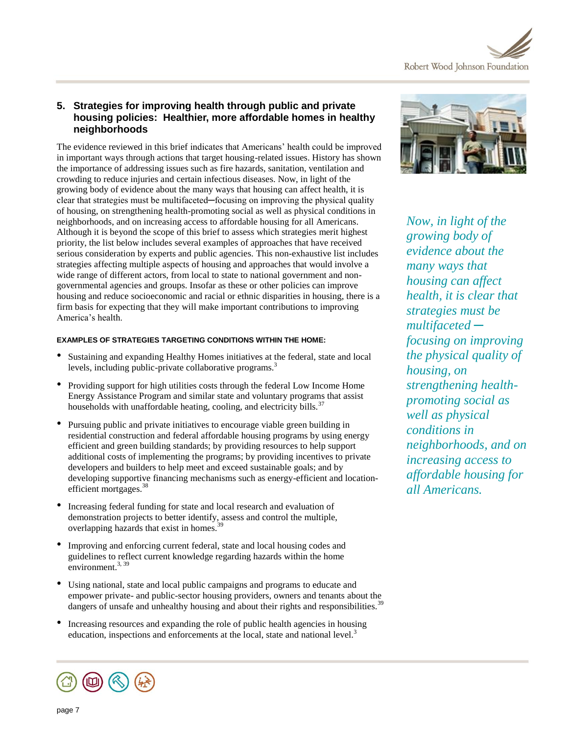## 5. Strategies for improving health through public and private housing policies: Healthier, more affordable homes in healthy neighborhoods

The evidence reviewed in this brief indicates that Americans' health could be improved in important ways through actions that target housing-related issues. History has shown the importance of addressing issues such as fire hazards, sanitation, ventilation and crowding to reduce injuries and certain infectious diseases. Now, in light of the growing body of evidence about the many ways that housing can affect health, it is clear that strategies must be multifaceted—focusing on improving the physical quality of housing, on strengthening health-promoting social as well as physical conditions in neighborhoods, and on increasing access to affordable housing for all Americans. Although it is beyond the scope of this brief to assess which strategies merit highest priority, the list below includes several examples of approaches that have received serious consideration by experts and public agencies. This non-exhaustive list includes strategies affecting multiple aspects of housing and approaches that would involve a wide range of different actors, from local to state to national government and non-governmental agencies and groups. Insofar as these or other policies can improve housing and reduce socioeconomic and racial or ethnic disparities in housing, there is a firm basis for expecting that they will make important contributions to improving America's health.

*Now, in light of the growing body of evidence about the many ways that housing can affect health, it is clear that strategies must be multifaceted — focusing on improving the physical quality of housing, on strengthening health-promoting social as well as physical conditions in neighborhoods, and on increasing access to affordable housing for all Americans.*

**EXAMPLES OF STRATEGIES TARGETING CONDITIONS WITHIN THE HOME:**

- Sustaining and expanding Healthy Homes initiatives at the federal, state and local levels, including public-private collaborative programs.[3]
- Providing support for high utilities costs through the federal Low Income Home Energy Assistance Program and similar state and voluntary programs that assist households with unaffordable heating, cooling, and electricity bills.[37]
- Pursuing public and private initiatives to encourage viable green building in residential construction and federal affordable housing programs by using energy efficient and green building standards; by providing resources to help support additional costs of implementing the programs; by providing incentives to private developers and builders to help meet and exceed sustainable goals; and by developing supportive financing mechanisms such as energy-efficient and location-efficient mortgages.[38]
- Increasing federal funding for state and local research and evaluation of demonstration projects to better identify, assess and control the multiple, overlapping hazards that exist in homes.[39]
- Improving and enforcing current federal, state and local housing codes and guidelines to reflect current knowledge regarding hazards within the home environment.[3, 39]
- Using national, state and local public campaigns and programs to educate and empower private- and public-sector housing providers, owners and tenants about the dangers of unsafe and unhealthy housing and about their rights and responsibilities.[39]
- Increasing resources and expanding the role of public health agencies in housing education, inspections and enforcements at the local, state and national level.[3]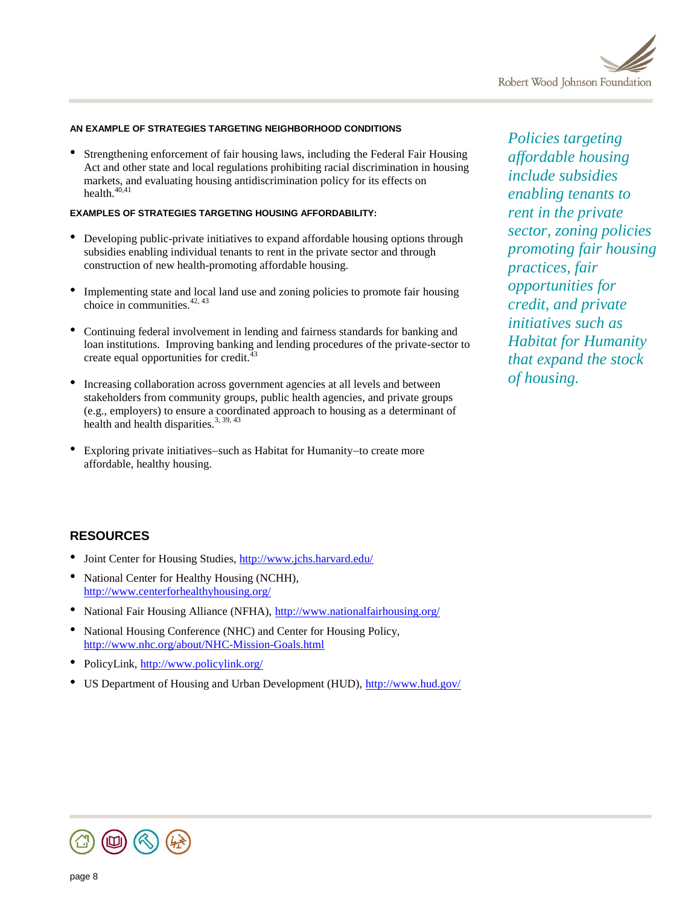**AN EXAMPLE OF STRATEGIES TARGETING NEIGHBORHOOD CONDITIONS**

- Strengthening enforcement of fair housing laws, including the Federal Fair Housing Act and other state and local regulations prohibiting racial discrimination in housing markets, and evaluating housing antidiscrimination policy for its effects on health.[40,41]

**EXAMPLES OF STRATEGIES TARGETING HOUSING AFFORDABILITY:**

- Developing public-private initiatives to expand affordable housing options through subsidies enabling individual tenants to rent in the private sector and through construction of new health-promoting affordable housing.
- Implementing state and local land use and zoning policies to promote fair housing choice in communities.[42, 43]
- Continuing federal involvement in lending and fairness standards for banking and loan institutions. Improving banking and lending procedures of the private-sector to create equal opportunities for credit.[43]
- Increasing collaboration across government agencies at all levels and between stakeholders from community groups, public health agencies, and private groups (e.g., employers) to ensure a coordinated approach to housing as a determinant of health and health disparities.[3, 39, 43]
- Exploring private initiatives–such as Habitat for Humanity–to create more affordable, healthy housing.

*Policies targeting affordable housing include subsidies enabling tenants to rent in the private sector, zoning policies promoting fair housing practices, fair opportunities for credit, and private initiatives such as Habitat for Humanity that expand the stock of housing.*

## RESOURCES

- Joint Center for Housing Studies, http://www.jchs.harvard.edu/
- National Center for Healthy Housing (NCHH), http://www.centerforhealthyhousing.org/
- National Fair Housing Alliance (NFHA), http://www.nationalfairhousing.org/
- National Housing Conference (NHC) and Center for Housing Policy, http://www.nhc.org/about/NHC-Mission-Goals.html
- PolicyLink, http://www.policylink.org/
- US Department of Housing and Urban Development (HUD), http://www.hud.gov/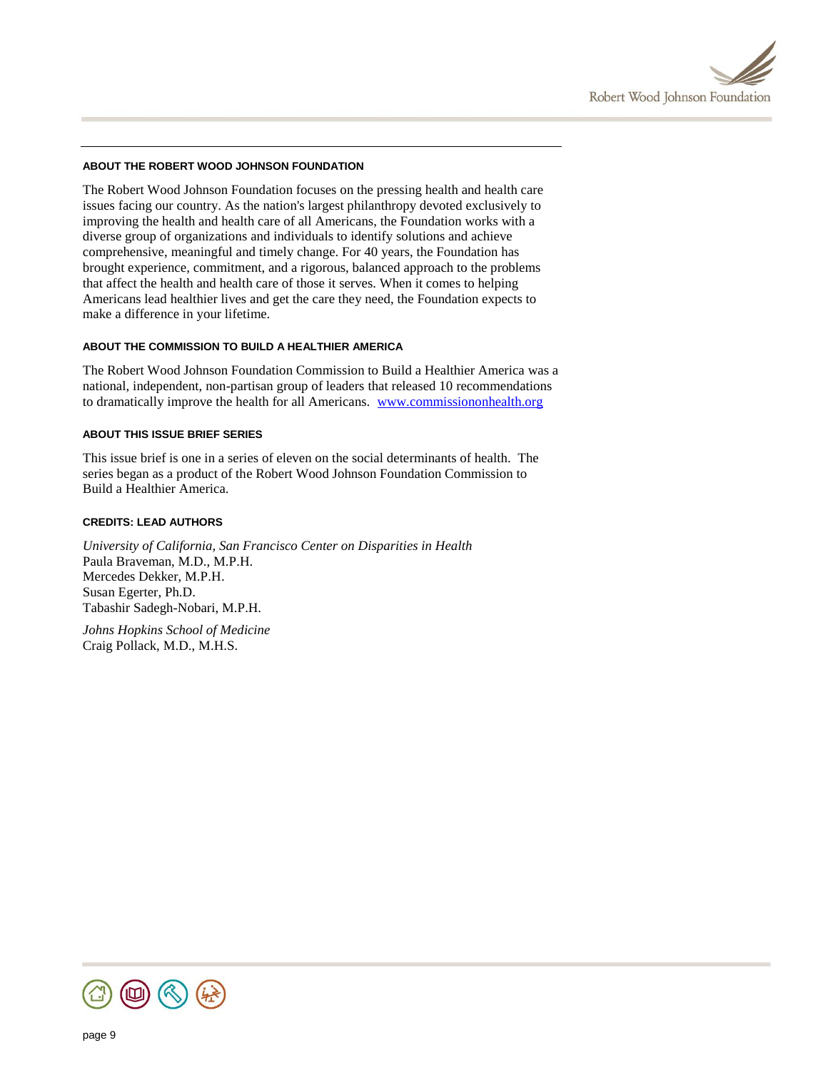## ABOUT THE ROBERT WOOD JOHNSON FOUNDATION

The Robert Wood Johnson Foundation focuses on the pressing health and health care issues facing our country. As the nation's largest philanthropy devoted exclusively to improving the health and health care of all Americans, the Foundation works with a diverse group of organizations and individuals to identify solutions and achieve comprehensive, meaningful and timely change. For 40 years, the Foundation has brought experience, commitment, and a rigorous, balanced approach to the problems that affect the health and health care of those it serves. When it comes to helping Americans lead healthier lives and get the care they need, the Foundation expects to make a difference in your lifetime.

## ABOUT THE COMMISSION TO BUILD A HEALTHIER AMERICA

The Robert Wood Johnson Foundation Commission to Build a Healthier America was a national, independent, non-partisan group of leaders that released 10 recommendations to dramatically improve the health for all Americans. www.commissiononhealth.org

## ABOUT THIS ISSUE BRIEF SERIES

This issue brief is one in a series of eleven on the social determinants of health. The series began as a product of the Robert Wood Johnson Foundation Commission to Build a Healthier America.

## CREDITS: LEAD AUTHORS

*University of California, San Francisco Center on Disparities in Health*
Paula Braveman, M.D., M.P.H.
Mercedes Dekker, M.P.H.
Susan Egerter, Ph.D.
Tabashir Sadegh-Nobari, M.P.H.

*Johns Hopkins School of Medicine*
Craig Pollack, M.D., M.H.S.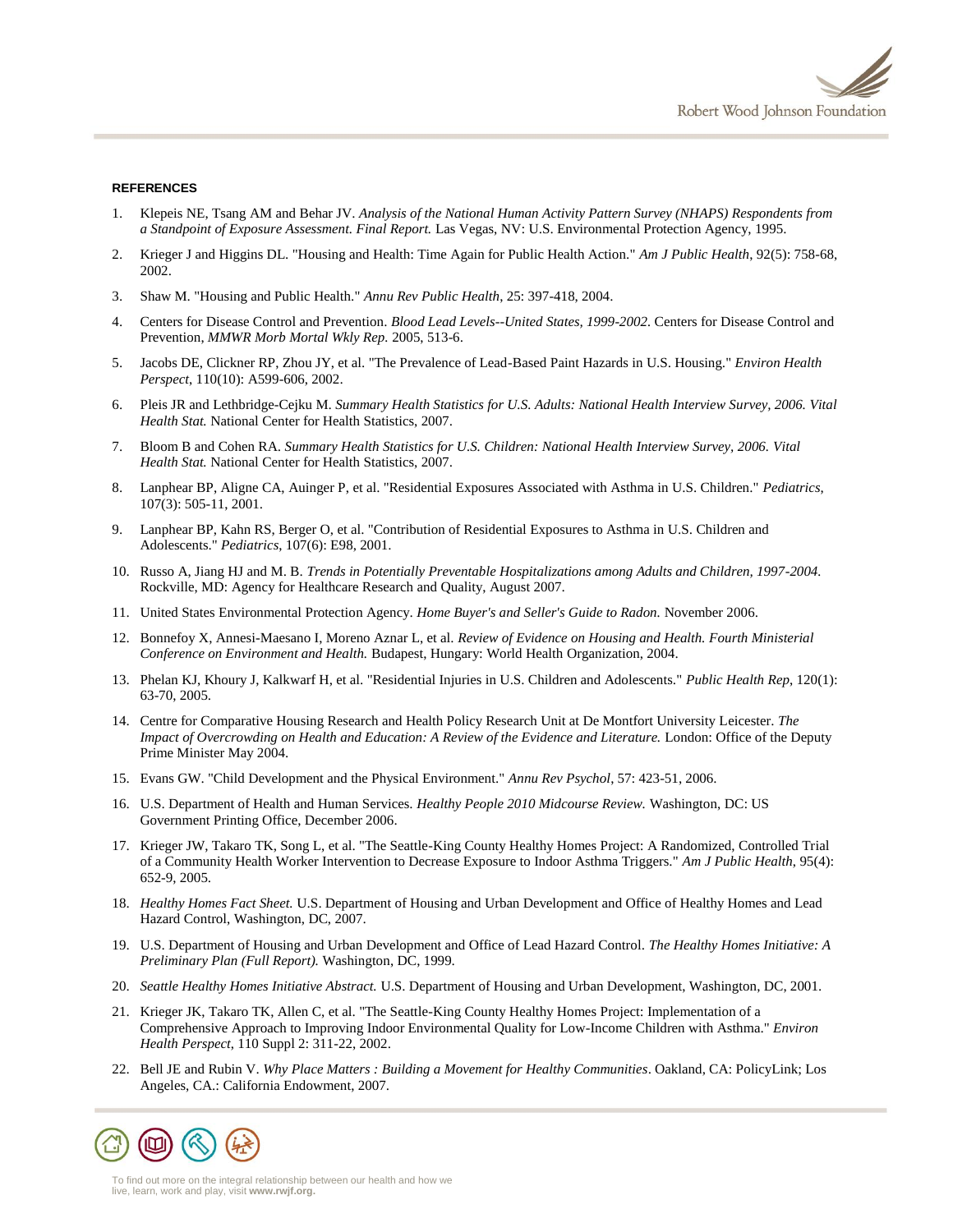**REFERENCES**

1. Klepeis NE, Tsang AM and Behar JV. *Analysis of the National Human Activity Pattern Survey (NHAPS) Respondents from a Standpoint of Exposure Assessment. Final Report.* Las Vegas, NV: U.S. Environmental Protection Agency, 1995.
2. Krieger J and Higgins DL. "Housing and Health: Time Again for Public Health Action." *Am J Public Health*, 92(5): 758-68, 2002.
3. Shaw M. "Housing and Public Health." *Annu Rev Public Health*, 25: 397-418, 2004.
4. Centers for Disease Control and Prevention. *Blood Lead Levels--United States, 1999-2002.* Centers for Disease Control and Prevention, *MMWR Morb Mortal Wkly Rep.* 2005, 513-6.
5. Jacobs DE, Clickner RP, Zhou JY, et al. "The Prevalence of Lead-Based Paint Hazards in U.S. Housing." *Environ Health Perspect*, 110(10): A599-606, 2002.
6. Pleis JR and Lethbridge-Cejku M. *Summary Health Statistics for U.S. Adults: National Health Interview Survey, 2006. Vital Health Stat.* National Center for Health Statistics, 2007.
7. Bloom B and Cohen RA. *Summary Health Statistics for U.S. Children: National Health Interview Survey, 2006. Vital Health Stat.* National Center for Health Statistics, 2007.
8. Lanphear BP, Aligne CA, Auinger P, et al. "Residential Exposures Associated with Asthma in U.S. Children." *Pediatrics*, 107(3): 505-11, 2001.
9. Lanphear BP, Kahn RS, Berger O, et al. "Contribution of Residential Exposures to Asthma in U.S. Children and Adolescents." *Pediatrics*, 107(6): E98, 2001.
10. Russo A, Jiang HJ and M. B. *Trends in Potentially Preventable Hospitalizations among Adults and Children, 1997-2004.* Rockville, MD: Agency for Healthcare Research and Quality, August 2007.
11. United States Environmental Protection Agency. *Home Buyer's and Seller's Guide to Radon.* November 2006.
12. Bonnefoy X, Annesi-Maesano I, Moreno Aznar L, et al. *Review of Evidence on Housing and Health. Fourth Ministerial Conference on Environment and Health.* Budapest, Hungary: World Health Organization, 2004.
13. Phelan KJ, Khoury J, Kalkwarf H, et al. "Residential Injuries in U.S. Children and Adolescents." *Public Health Rep*, 120(1): 63-70, 2005.
14. Centre for Comparative Housing Research and Health Policy Research Unit at De Montfort University Leicester. *The Impact of Overcrowding on Health and Education: A Review of the Evidence and Literature.* London: Office of the Deputy Prime Minister May 2004.
15. Evans GW. "Child Development and the Physical Environment." *Annu Rev Psychol*, 57: 423-51, 2006.
16. U.S. Department of Health and Human Services. *Healthy People 2010 Midcourse Review.* Washington, DC: US Government Printing Office, December 2006.
17. Krieger JW, Takaro TK, Song L, et al. "The Seattle-King County Healthy Homes Project: A Randomized, Controlled Trial of a Community Health Worker Intervention to Decrease Exposure to Indoor Asthma Triggers." *Am J Public Health*, 95(4): 652-9, 2005.
18. *Healthy Homes Fact Sheet.* U.S. Department of Housing and Urban Development and Office of Healthy Homes and Lead Hazard Control, Washington, DC, 2007.
19. U.S. Department of Housing and Urban Development and Office of Lead Hazard Control. *The Healthy Homes Initiative: A Preliminary Plan (Full Report).* Washington, DC, 1999.
20. *Seattle Healthy Homes Initiative Abstract.* U.S. Department of Housing and Urban Development, Washington, DC, 2001.
21. Krieger JK, Takaro TK, Allen C, et al. "The Seattle-King County Healthy Homes Project: Implementation of a Comprehensive Approach to Improving Indoor Environmental Quality for Low-Income Children with Asthma." *Environ Health Perspect,* 110 Suppl 2: 311-22, 2002.
22. Bell JE and Rubin V. *Why Place Matters : Building a Movement for Healthy Communities*. Oakland, CA: PolicyLink; Los Angeles, CA.: California Endowment, 2007.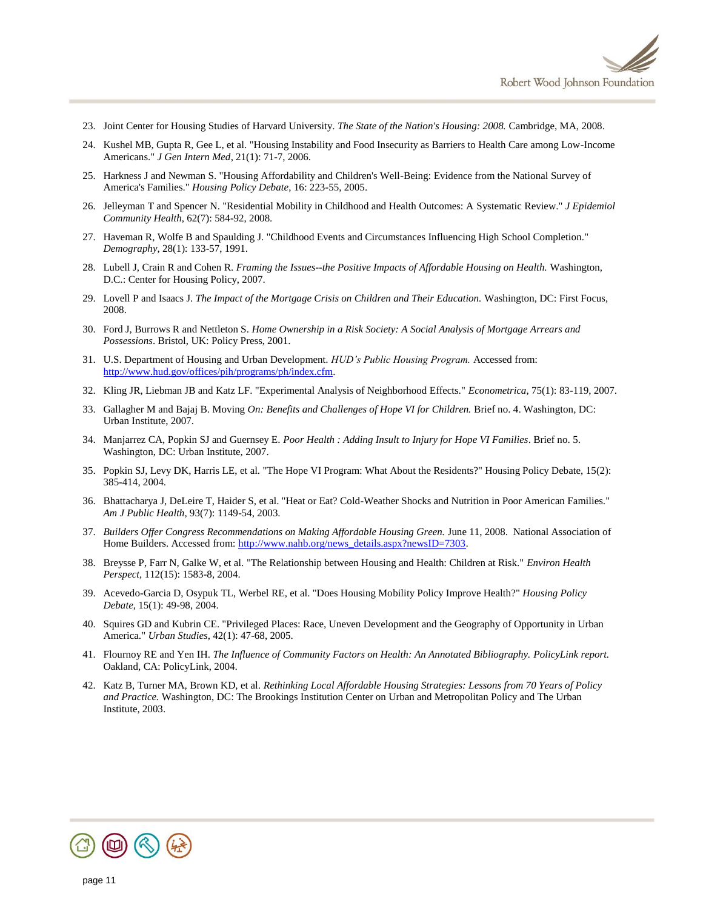23. Joint Center for Housing Studies of Harvard University. *The State of the Nation's Housing: 2008.* Cambridge, MA, 2008.

24. Kushel MB, Gupta R, Gee L, et al. "Housing Instability and Food Insecurity as Barriers to Health Care among Low-Income Americans." *J Gen Intern Med*, 21(1): 71-7, 2006.

25. Harkness J and Newman S. "Housing Affordability and Children's Well-Being: Evidence from the National Survey of America's Families." *Housing Policy Debate*, 16: 223-55, 2005.

26. Jelleyman T and Spencer N. "Residential Mobility in Childhood and Health Outcomes: A Systematic Review." *J Epidemiol Community Health*, 62(7): 584-92, 2008.

27. Haveman R, Wolfe B and Spaulding J. "Childhood Events and Circumstances Influencing High School Completion." *Demography*, 28(1): 133-57, 1991.

28. Lubell J, Crain R and Cohen R. *Framing the Issues--the Positive Impacts of Affordable Housing on Health.* Washington, D.C.: Center for Housing Policy, 2007.

29. Lovell P and Isaacs J. *The Impact of the Mortgage Crisis on Children and Their Education.* Washington, DC: First Focus, 2008.

30. Ford J, Burrows R and Nettleton S. *Home Ownership in a Risk Society: A Social Analysis of Mortgage Arrears and Possessions*. Bristol, UK: Policy Press, 2001.

31. U.S. Department of Housing and Urban Development. *HUD's Public Housing Program.* Accessed from: http://www.hud.gov/offices/pih/programs/ph/index.cfm.

32. Kling JR, Liebman JB and Katz LF. "Experimental Analysis of Neighborhood Effects." *Econometrica*, 75(1): 83-119, 2007.

33. Gallagher M and Bajaj B. Moving *On: Benefits and Challenges of Hope VI for Children.* Brief no. 4. Washington, DC: Urban Institute, 2007.

34. Manjarrez CA, Popkin SJ and Guernsey E. *Poor Health : Adding Insult to Injury for Hope VI Families*. Brief no. 5. Washington, DC: Urban Institute, 2007.

35. Popkin SJ, Levy DK, Harris LE, et al. "The Hope VI Program: What About the Residents?" Housing Policy Debate, 15(2): 385-414, 2004.

36. Bhattacharya J, DeLeire T, Haider S, et al. "Heat or Eat? Cold-Weather Shocks and Nutrition in Poor American Families." *Am J Public Health*, 93(7): 1149-54, 2003.

37. *Builders Offer Congress Recommendations on Making Affordable Housing Green.* June 11, 2008. National Association of Home Builders. Accessed from: http://www.nahb.org/news_details.aspx?newsID=7303.

38. Breysse P, Farr N, Galke W, et al. "The Relationship between Housing and Health: Children at Risk." *Environ Health Perspect*, 112(15): 1583-8, 2004.

39. Acevedo-Garcia D, Osypuk TL, Werbel RE, et al. "Does Housing Mobility Policy Improve Health?" *Housing Policy Debate*, 15(1): 49-98, 2004.

40. Squires GD and Kubrin CE. "Privileged Places: Race, Uneven Development and the Geography of Opportunity in Urban America." *Urban Studies*, 42(1): 47-68, 2005.

41. Flournoy RE and Yen IH. *The Influence of Community Factors on Health: An Annotated Bibliography. PolicyLink report.* Oakland, CA: PolicyLink, 2004.

42. Katz B, Turner MA, Brown KD, et al. *Rethinking Local Affordable Housing Strategies: Lessons from 70 Years of Policy and Practice.* Washington, DC: The Brookings Institution Center on Urban and Metropolitan Policy and The Urban Institute, 2003.